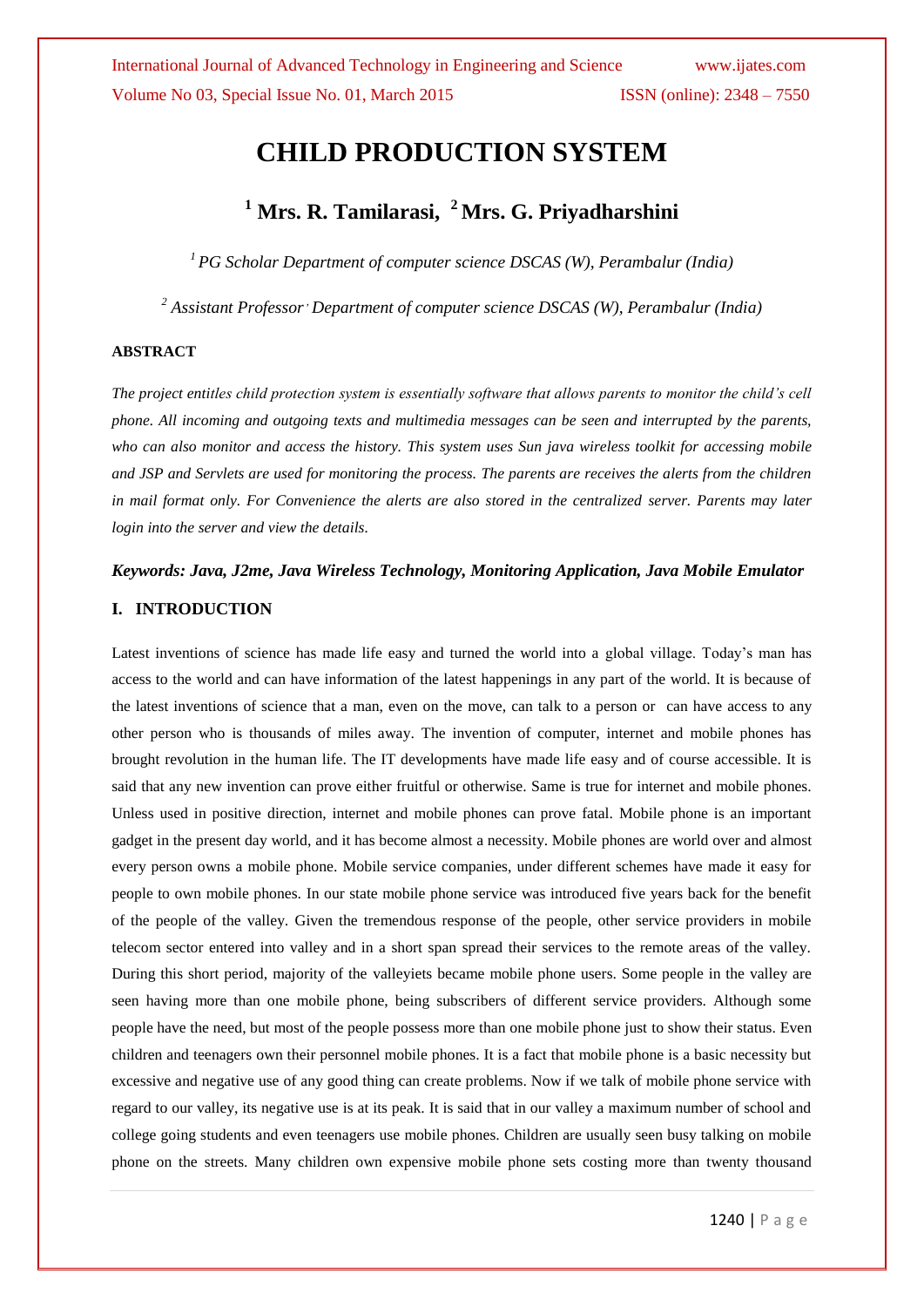# CHILD PRODUCTION SYSTEM

## [1] Mrs. R. Tamilarasi, [2] Mrs. G. Priyadharshini

*[1] PG Scholar Department of computer science DSCAS (W), Perambalur (India)*

*[2] Assistant Professor, Department of computer science DSCAS (W), Perambalur (India)*

### ABSTRACT

*The project entitles child protection system is essentially software that allows parents to monitor the child's cell phone. All incoming and outgoing texts and multimedia messages can be seen and interrupted by the parents, who can also monitor and access the history. This system uses Sun java wireless toolkit for accessing mobile and JSP and Servlets are used for monitoring the process. The parents are receives the alerts from the children in mail format only. For Convenience the alerts are also stored in the centralized server. Parents may later login into the server and view the details.*

***Keywords: Java, J2me, Java Wireless Technology, Monitoring Application, Java Mobile Emulator***

### I. INTRODUCTION

Latest inventions of science has made life easy and turned the world into a global village. Today's man has access to the world and can have information of the latest happenings in any part of the world. It is because of the latest inventions of science that a man, even on the move, can talk to a person or can have access to any other person who is thousands of miles away. The invention of computer, internet and mobile phones has brought revolution in the human life. The IT developments have made life easy and of course accessible. It is said that any new invention can prove either fruitful or otherwise. Same is true for internet and mobile phones. Unless used in positive direction, internet and mobile phones can prove fatal. Mobile phone is an important gadget in the present day world, and it has become almost a necessity. Mobile phones are world over and almost every person owns a mobile phone. Mobile service companies, under different schemes have made it easy for people to own mobile phones. In our state mobile phone service was introduced five years back for the benefit of the people of the valley. Given the tremendous response of the people, other service providers in mobile telecom sector entered into valley and in a short span spread their services to the remote areas of the valley. During this short period, majority of the valleyiets became mobile phone users. Some people in the valley are seen having more than one mobile phone, being subscribers of different service providers. Although some people have the need, but most of the people possess more than one mobile phone just to show their status. Even children and teenagers own their personnel mobile phones. It is a fact that mobile phone is a basic necessity but excessive and negative use of any good thing can create problems. Now if we talk of mobile phone service with regard to our valley, its negative use is at its peak. It is said that in our valley a maximum number of school and college going students and even teenagers use mobile phones. Children are usually seen busy talking on mobile phone on the streets. Many children own expensive mobile phone sets costing more than twenty thousand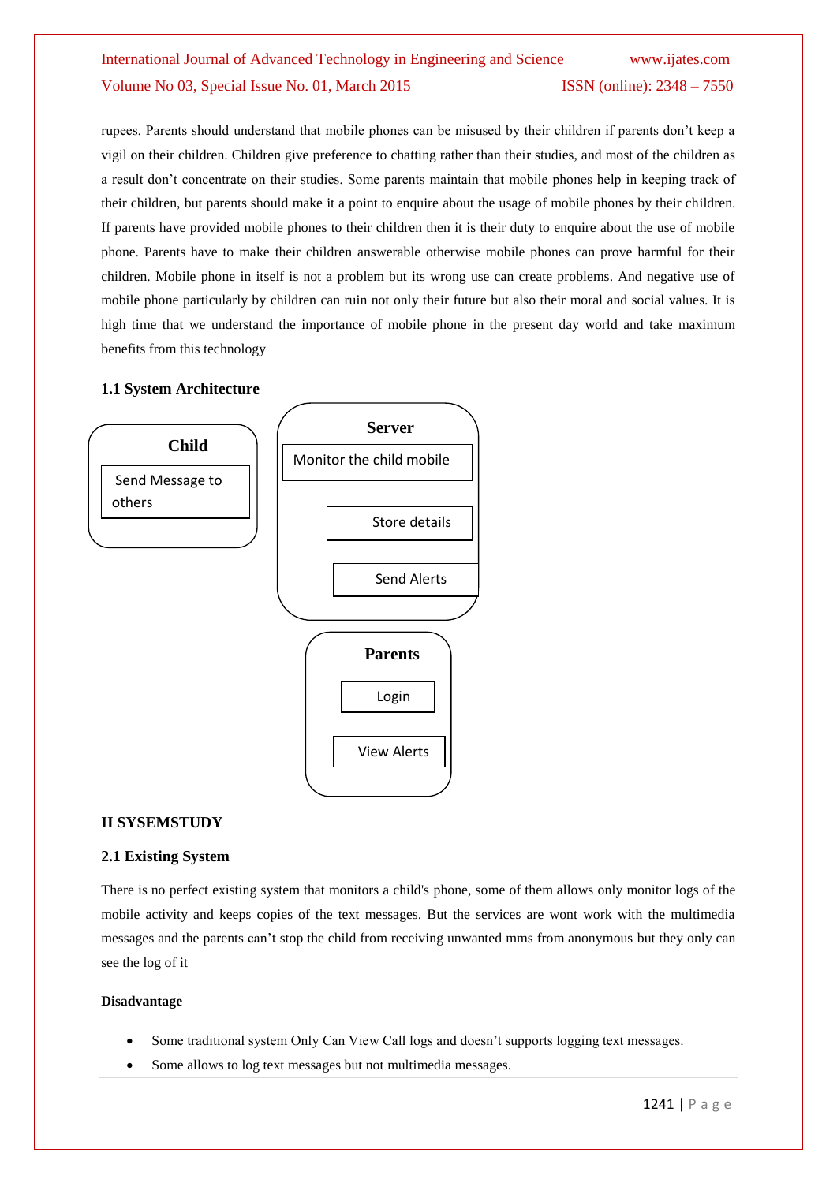rupees. Parents should understand that mobile phones can be misused by their children if parents don't keep a vigil on their children. Children give preference to chatting rather than their studies, and most of the children as a result don't concentrate on their studies. Some parents maintain that mobile phones help in keeping track of their children, but parents should make it a point to enquire about the usage of mobile phones by their children. If parents have provided mobile phones to their children then it is their duty to enquire about the use of mobile phone. Parents have to make their children answerable otherwise mobile phones can prove harmful for their children. Mobile phone in itself is not a problem but its wrong use can create problems. And negative use of mobile phone particularly by children can ruin not only their future but also their moral and social values. It is high time that we understand the importance of mobile phone in the present day world and take maximum benefits from this technology

### 1.1 System Architecture

**Child**
- Send Message to others

**Server**
- Monitor the child mobile
- Store details
- Send Alerts

**Parents**
- Login
- View Alerts

## II SYSEMSTUDY

### 2.1 Existing System

There is no perfect existing system that monitors a child's phone, some of them allows only monitor logs of the mobile activity and keeps copies of the text messages. But the services are wont work with the multimedia messages and the parents can't stop the child from receiving unwanted mms from anonymous but they only can see the log of it

#### Disadvantage

- Some traditional system Only Can View Call logs and doesn't supports logging text messages.
- Some allows to log text messages but not multimedia messages.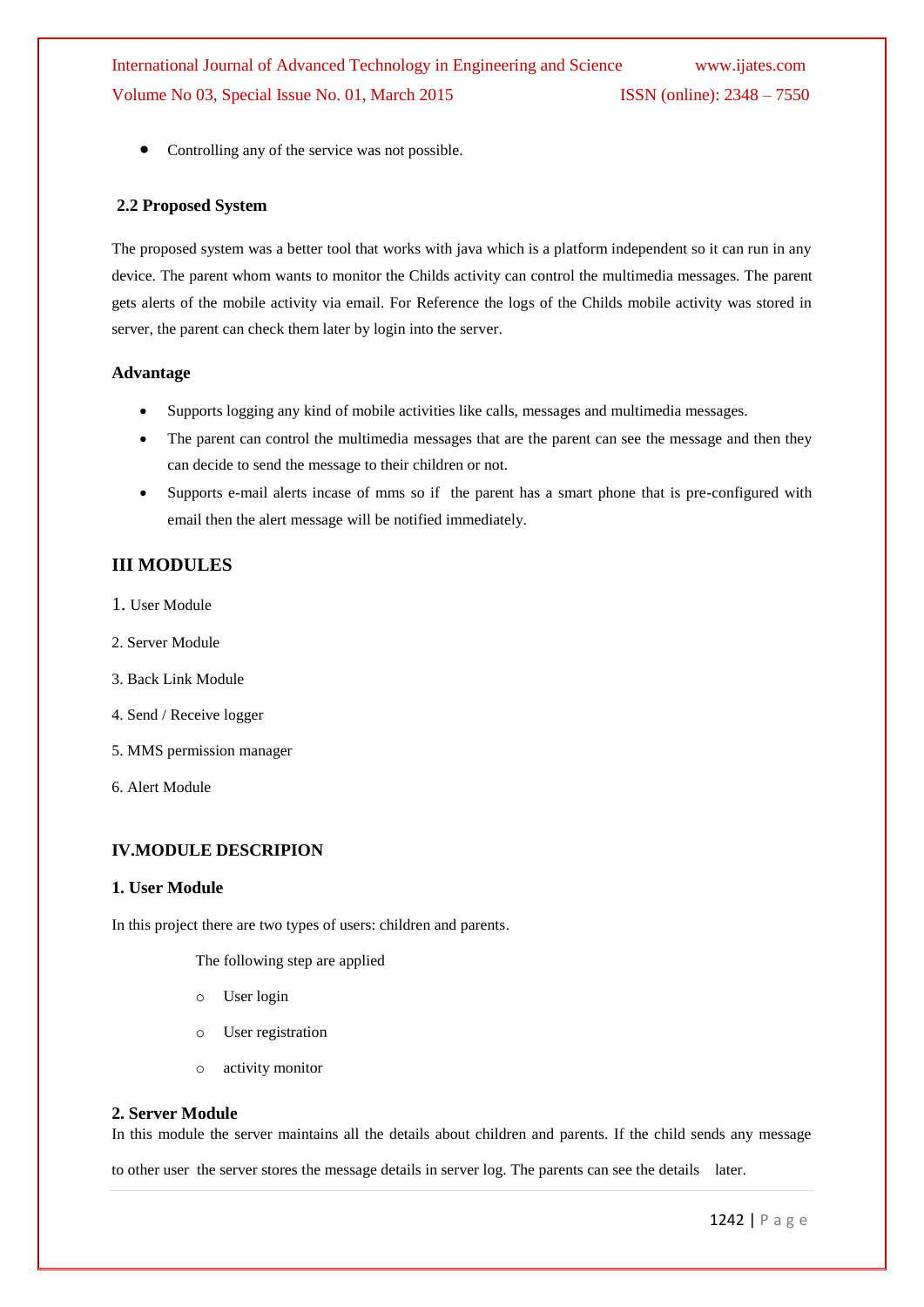- Controlling any of the service was not possible.

### 2.2 Proposed System

The proposed system was a better tool that works with java which is a platform independent so it can run in any device. The parent whom wants to monitor the Childs activity can control the multimedia messages. The parent gets alerts of the mobile activity via email. For Reference the logs of the Childs mobile activity was stored in server, the parent can check them later by login into the server.

### Advantage

- Supports logging any kind of mobile activities like calls, messages and multimedia messages.
- The parent can control the multimedia messages that are the parent can see the message and then they can decide to send the message to their children or not.
- Supports e-mail alerts incase of mms so if the parent has a smart phone that is pre-configured with email then the alert message will be notified immediately.

## III MODULES

1. User Module
2. Server Module
3. Back Link Module
4. Send / Receive logger
5. MMS permission manager
6. Alert Module

## IV.MODULE DESCRIPION

### 1. User Module

In this project there are two types of users: children and parents.

The following step are applied

- User login
- User registration
- activity monitor

### 2. Server Module

In this module the server maintains all the details about children and parents. If the child sends any message to other user the server stores the message details in server log. The parents can see the details later.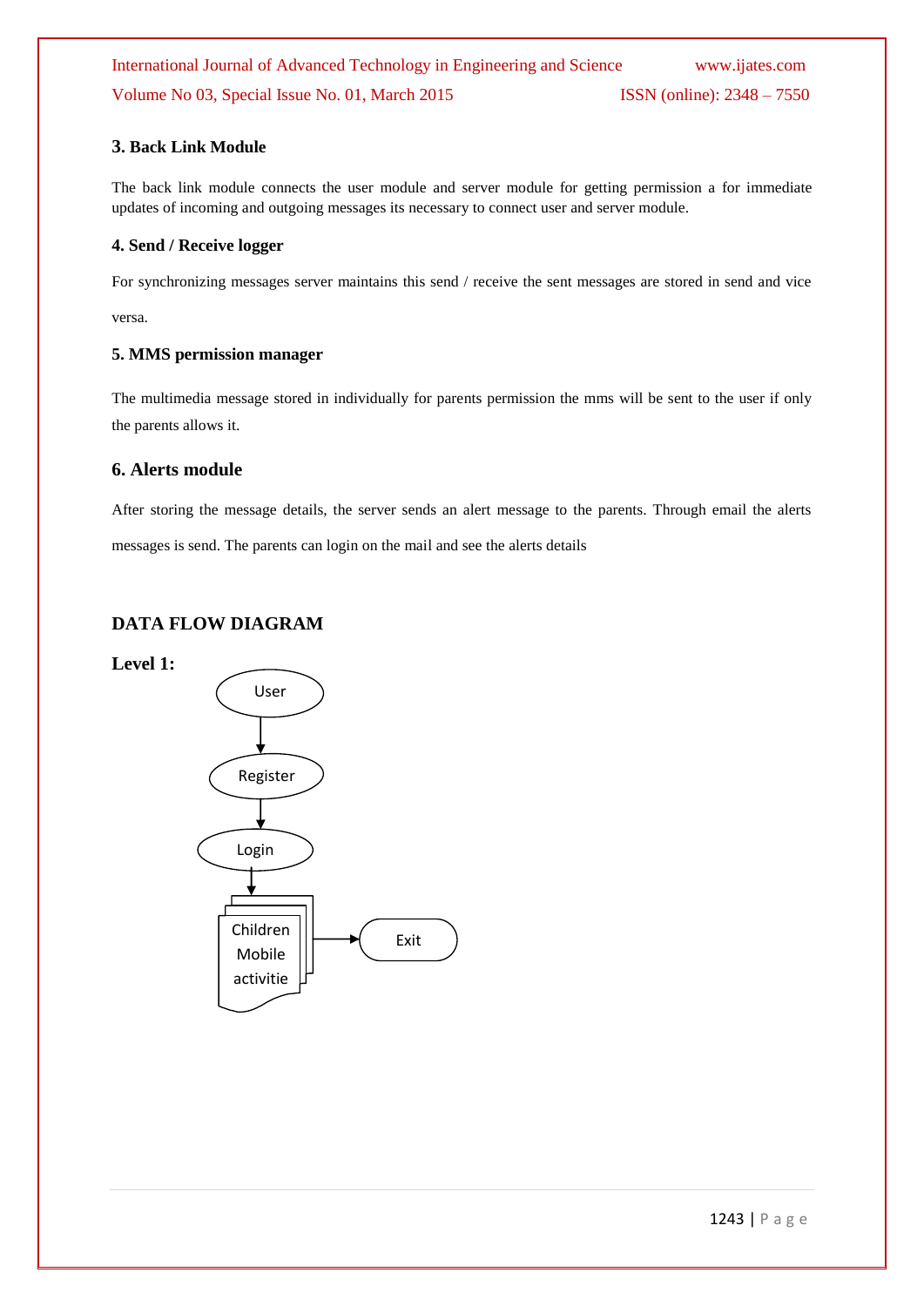### 3. Back Link Module

The back link module connects the user module and server module for getting permission a for immediate updates of incoming and outgoing messages its necessary to connect user and server module.

### 4. Send / Receive logger

For synchronizing messages server maintains this send / receive the sent messages are stored in send and vice versa.

### 5. MMS permission manager

The multimedia message stored in individually for parents permission the mms will be sent to the user if only the parents allows it.

### 6. Alerts module

After storing the message details, the server sends an alert message to the parents. Through email the alerts messages is send. The parents can login on the mail and see the alerts details

## DATA FLOW DIAGRAM

**Level 1:**

User → Register → Login → Children Mobile activitie → Exit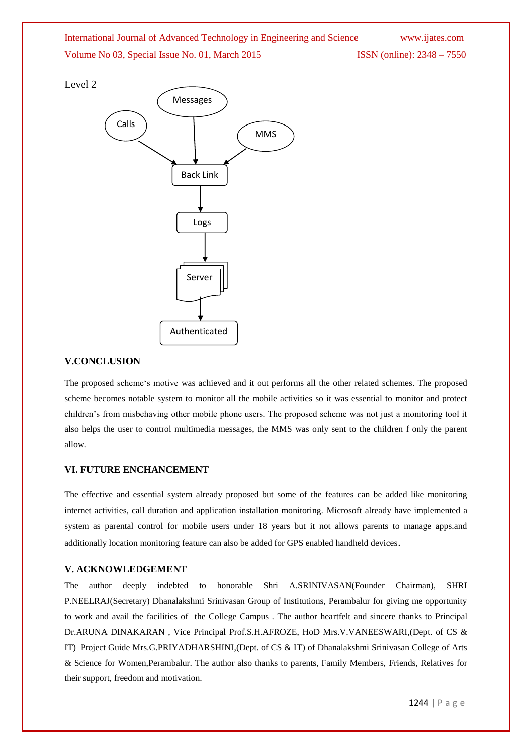Level 2

Messages

Calls

MMS

Back Link

Logs

Server

Authenticated

### V.CONCLUSION

The proposed scheme's motive was achieved and it out performs all the other related schemes. The proposed scheme becomes notable system to monitor all the mobile activities so it was essential to monitor and protect children's from misbehaving other mobile phone users. The proposed scheme was not just a monitoring tool it also helps the user to control multimedia messages, the MMS was only sent to the children f only the parent allow.

### VI. FUTURE ENCHANCEMENT

The effective and essential system already proposed but some of the features can be added like monitoring internet activities, call duration and application installation monitoring. Microsoft already have implemented a system as parental control for mobile users under 18 years but it not allows parents to manage apps.and additionally location monitoring feature can also be added for GPS enabled handheld devices.

### V. ACKNOWLEDGEMENT

The author deeply indebted to honorable Shri A.SRINIVASAN(Founder Chairman), SHRI P.NEELRAJ(Secretary) Dhanalakshmi Srinivasan Group of Institutions, Perambalur for giving me opportunity to work and avail the facilities of the College Campus . The author heartfelt and sincere thanks to Principal Dr.ARUNA DINAKARAN , Vice Principal Prof.S.H.AFROZE, HoD Mrs.V.VANEESWARI,(Dept. of CS & IT) Project Guide Mrs.G.PRIYADHARSHINI,(Dept. of CS & IT) of Dhanalakshmi Srinivasan College of Arts & Science for Women,Perambalur. The author also thanks to parents, Family Members, Friends, Relatives for their support, freedom and motivation.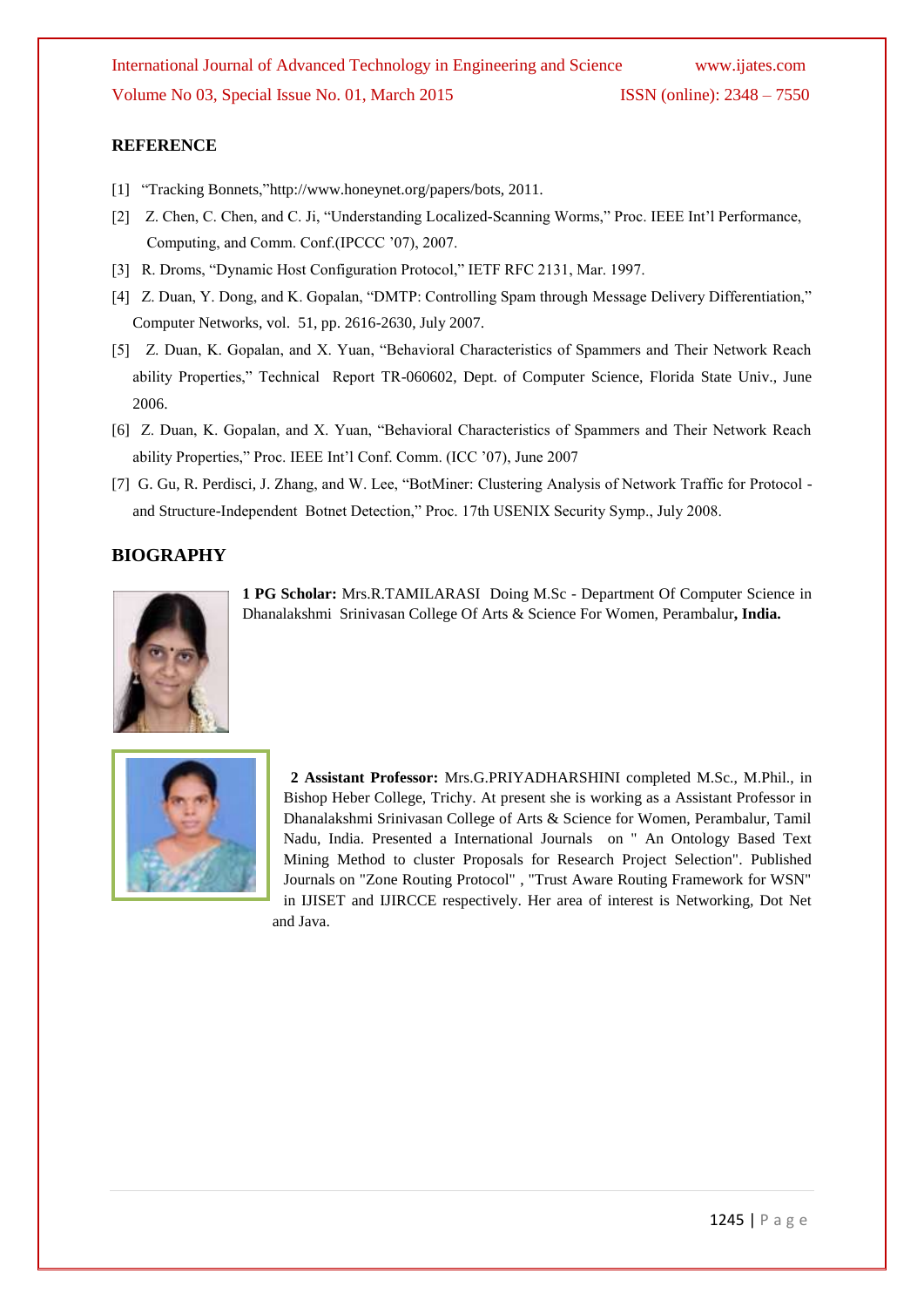## REFERENCE

[1] "Tracking Bonnets,"http://www.honeynet.org/papers/bots, 2011.

[2] Z. Chen, C. Chen, and C. Ji, "Understanding Localized-Scanning Worms," Proc. IEEE Int'l Performance, Computing, and Comm. Conf.(IPCCC '07), 2007.

[3] R. Droms, "Dynamic Host Configuration Protocol," IETF RFC 2131, Mar. 1997.

[4] Z. Duan, Y. Dong, and K. Gopalan, "DMTP: Controlling Spam through Message Delivery Differentiation," Computer Networks, vol. 51, pp. 2616-2630, July 2007.

[5] Z. Duan, K. Gopalan, and X. Yuan, "Behavioral Characteristics of Spammers and Their Network Reach ability Properties," Technical Report TR-060602, Dept. of Computer Science, Florida State Univ., June 2006.

[6] Z. Duan, K. Gopalan, and X. Yuan, "Behavioral Characteristics of Spammers and Their Network Reach ability Properties," Proc. IEEE Int'l Conf. Comm. (ICC '07), June 2007

[7] G. Gu, R. Perdisci, J. Zhang, and W. Lee, "BotMiner: Clustering Analysis of Network Traffic for Protocol - and Structure-Independent Botnet Detection," Proc. 17th USENIX Security Symp., July 2008.

## BIOGRAPHY

**1 PG Scholar:** Mrs.R.TAMILARASI Doing M.Sc - Department Of Computer Science in Dhanalakshmi Srinivasan College Of Arts & Science For Women, Perambalur**, India.**

**2 Assistant Professor:** Mrs.G.PRIYADHARSHINI completed M.Sc., M.Phil., in Bishop Heber College, Trichy. At present she is working as a Assistant Professor in Dhanalakshmi Srinivasan College of Arts & Science for Women, Perambalur, Tamil Nadu, India. Presented a International Journals on " An Ontology Based Text Mining Method to cluster Proposals for Research Project Selection". Published Journals on "Zone Routing Protocol" , "Trust Aware Routing Framework for WSN" in IJISET and IJIRCCE respectively. Her area of interest is Networking, Dot Net and Java.